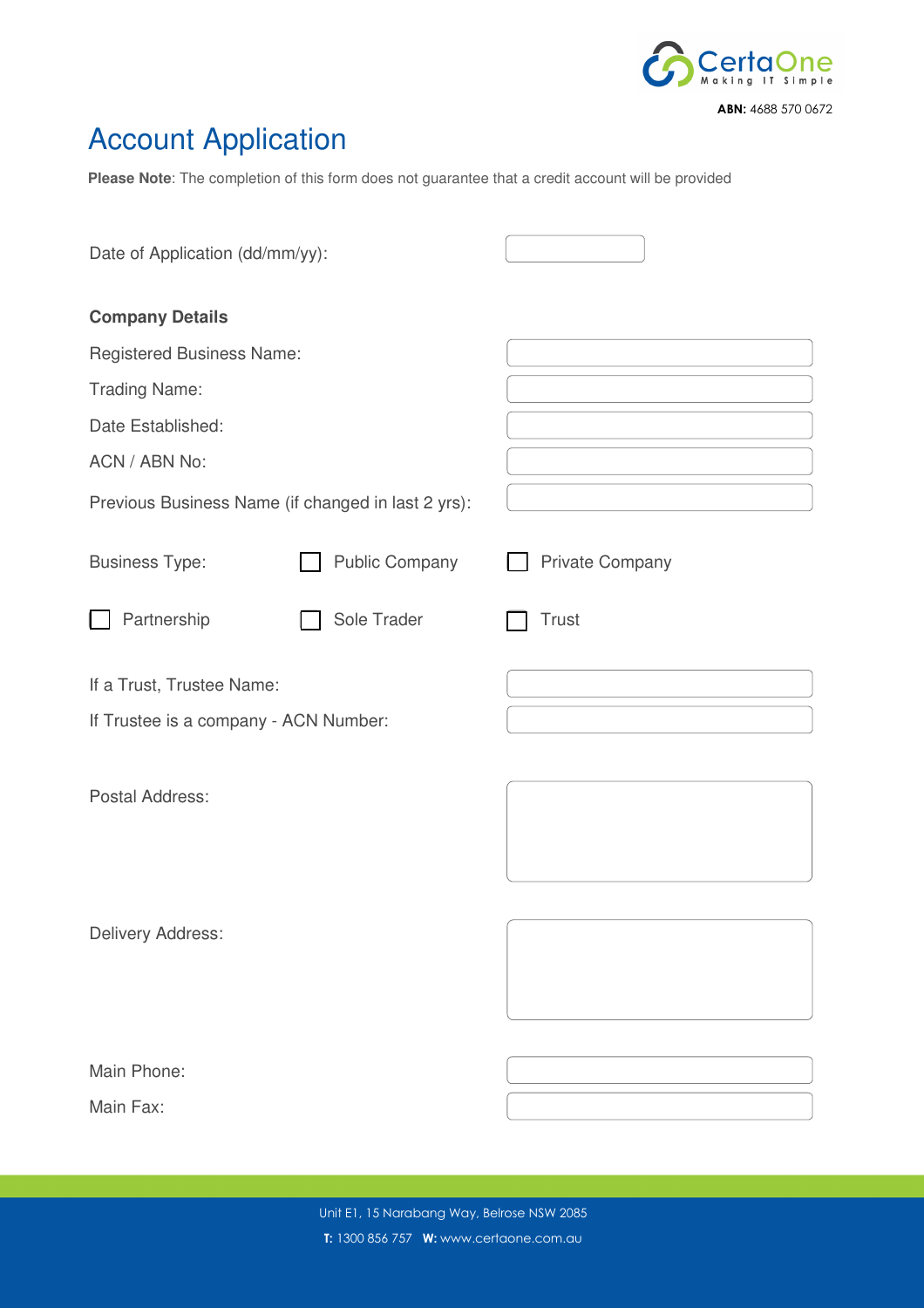ABN: 4688 570 0672

# Account Application

**Please Note**: The completion of this form does not guarantee that a credit account will be provided

Date of Application (dd/mm/yy):

## Company Details

Registered Business Name:

Trading Name:

Date Established:

ACN / ABN No:

Previous Business Name (if changed in last 2 yrs):

Business Type: ☐ Public Company ☐ Private Company

☐ Partnership ☐ Sole Trader ☐ Trust

If a Trust, Trustee Name:

If Trustee is a company - ACN Number:

Postal Address:

Delivery Address:

Main Phone:

Main Fax:

Unit E1, 15 Narabang Way, Belrose NSW 2085

**T:** 1300 856 757 **W:** www.certaone.com.au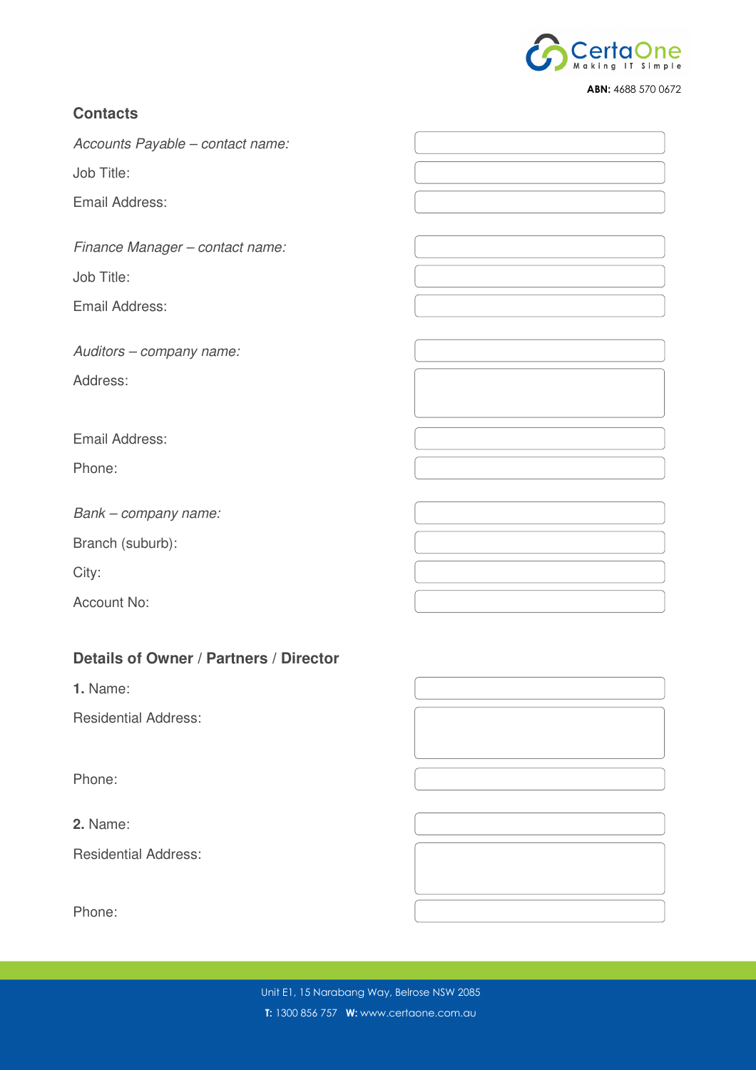ABN: 4688 570 0672

## Contacts

*Accounts Payable – contact name:*

Job Title:

Email Address:

*Finance Manager – contact name:*

Job Title:

Email Address:

*Auditors – company name:*

Address:

Email Address:

Phone:

*Bank – company name:*

Branch (suburb):

City:

Account No:

## Details of Owner / Partners / Director

**1.** Name:

Residential Address:

Phone:

**2.** Name:

Residential Address:

Phone:

Unit E1, 15 Narabang Way, Belrose NSW 2085

**T:** 1300 856 757 **W:** www.certaone.com.au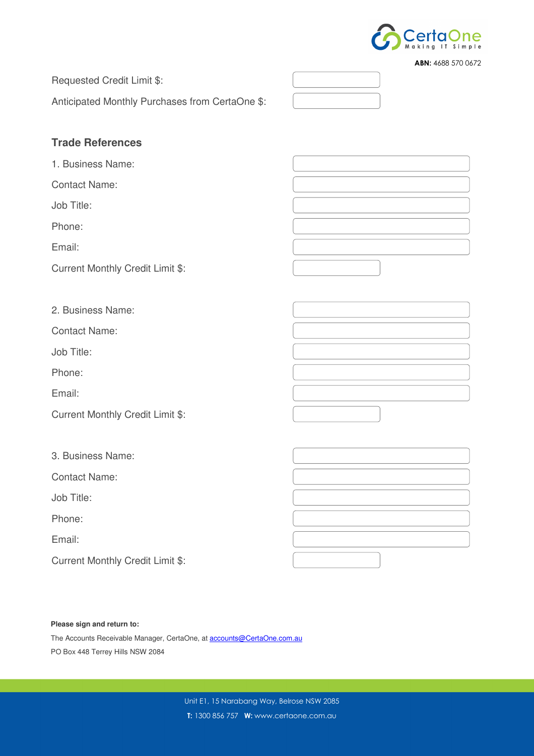ABN: 4688 570 0672

Requested Credit Limit $:

Anticipated Monthly Purchases from CertaOne $:

## Trade References

1. Business Name:

Contact Name:

Job Title:

Phone:

Email:

Current Monthly Credit Limit $:

2. Business Name:

Contact Name:

Job Title:

Phone:

Email:

Current Monthly Credit Limit $:

3. Business Name:

Contact Name:

Job Title:

Phone:

Email:

Current Monthly Credit Limit $:

**Please sign and return to:**

The Accounts Receivable Manager, CertaOne, at accounts@CertaOne.com.au

PO Box 448 Terrey Hills NSW 2084

Unit E1, 15 Narabang Way, Belrose NSW 2085

**T:** 1300 856 757 **W:** www.certaone.com.au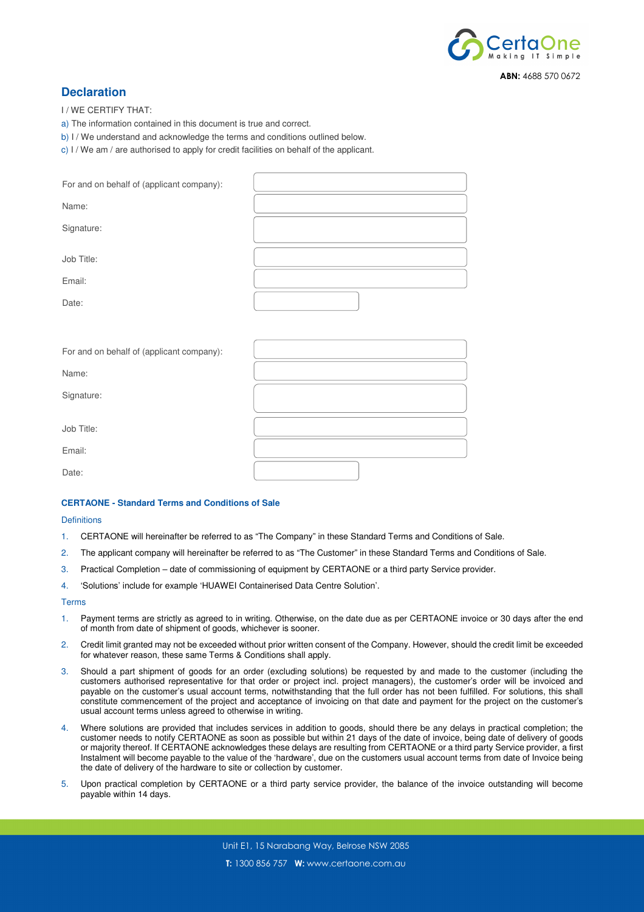ABN: 4688 570 0672

## Declaration

I / WE CERTIFY THAT:

a) The information contained in this document is true and correct.

b) I / We understand and acknowledge the terms and conditions outlined below.

c) I / We am / are authorised to apply for credit facilities on behalf of the applicant.

| | |
|---|---|
| For and on behalf of (applicant company): | |
| Name: | |
| Signature: | |
| Job Title: | |
| Email: | |
| Date: | |

| | |
|---|---|
| For and on behalf of (applicant company): | |
| Name: | |
| Signature: | |
| Job Title: | |
| Email: | |
| Date: | |

### CERTAONE - Standard Terms and Conditions of Sale

#### Definitions

1. CERTAONE will hereinafter be referred to as "The Company" in these Standard Terms and Conditions of Sale.
2. The applicant company will hereinafter be referred to as "The Customer" in these Standard Terms and Conditions of Sale.
3. Practical Completion – date of commissioning of equipment by CERTAONE or a third party Service provider.
4. 'Solutions' include for example 'HUAWEI Containerised Data Centre Solution'.

#### Terms

1. Payment terms are strictly as agreed to in writing. Otherwise, on the date due as per CERTAONE invoice or 30 days after the end of month from date of shipment of goods, whichever is sooner.
2. Credit limit granted may not be exceeded without prior written consent of the Company. However, should the credit limit be exceeded for whatever reason, these same Terms & Conditions shall apply.
3. Should a part shipment of goods for an order (excluding solutions) be requested by and made to the customer (including the customers authorised representative for that order or project incl. project managers), the customer's order will be invoiced and payable on the customer's usual account terms, notwithstanding that the full order has not been fulfilled. For solutions, this shall constitute commencement of the project and acceptance of invoicing on that date and payment for the project on the customer's usual account terms unless agreed to otherwise in writing.
4. Where solutions are provided that includes services in addition to goods, should there be any delays in practical completion; the customer needs to notify CERTAONE as soon as possible but within 21 days of the date of invoice, being date of delivery of goods or majority thereof. If CERTAONE acknowledges these delays are resulting from CERTAONE or a third party Service provider, a first Instalment will become payable to the value of the 'hardware', due on the customers usual account terms from date of Invoice being the date of delivery of the hardware to site or collection by customer.
5. Upon practical completion by CERTAONE or a third party service provider, the balance of the invoice outstanding will become payable within 14 days.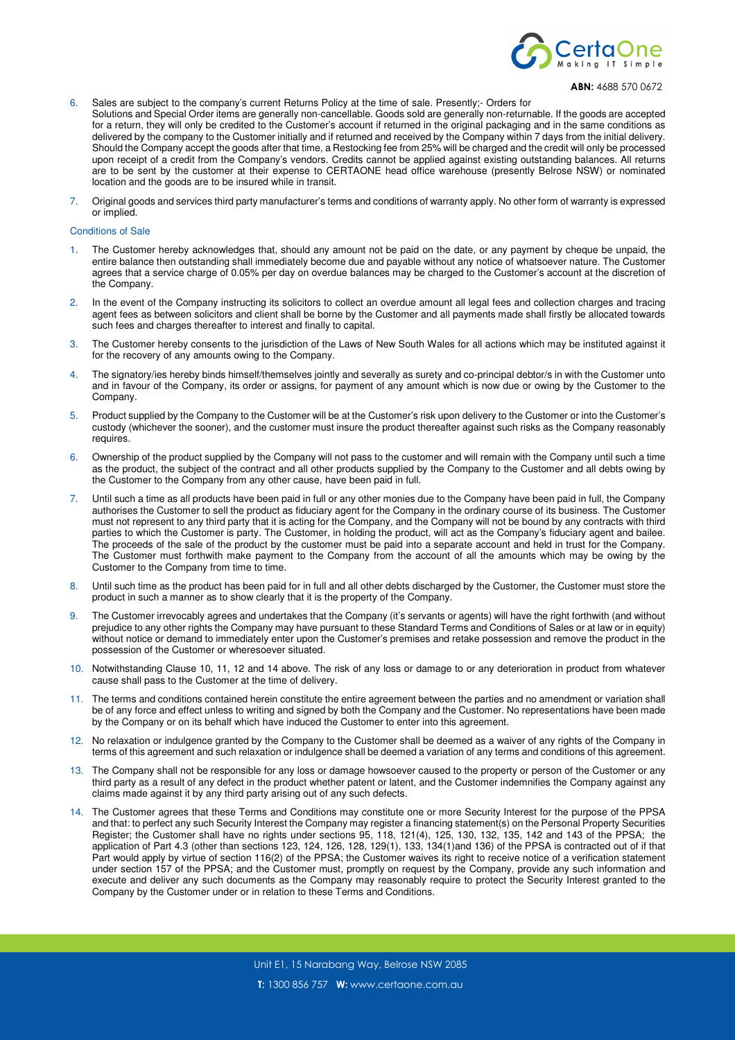6. Sales are subject to the company's current Returns Policy at the time of sale. Presently;- Orders for Solutions and Special Order items are generally non-cancellable. Goods sold are generally non-returnable. If the goods are accepted for a return, they will only be credited to the Customer's account if returned in the original packaging and in the same conditions as delivered by the company to the Customer initially and if returned and received by the Company within 7 days from the initial delivery. Should the Company accept the goods after that time, a Restocking fee from 25% will be charged and the credit will only be processed upon receipt of a credit from the Company's vendors. Credits cannot be applied against existing outstanding balances. All returns are to be sent by the customer at their expense to CERTAONE head office warehouse (presently Belrose NSW) or nominated location and the goods are to be insured while in transit.
7. Original goods and services third party manufacturer's terms and conditions of warranty apply. No other form of warranty is expressed or implied.

## Conditions of Sale

1. The Customer hereby acknowledges that, should any amount not be paid on the date, or any payment by cheque be unpaid, the entire balance then outstanding shall immediately become due and payable without any notice of whatsoever nature. The Customer agrees that a service charge of 0.05% per day on overdue balances may be charged to the Customer's account at the discretion of the Company.
2. In the event of the Company instructing its solicitors to collect an overdue amount all legal fees and collection charges and tracing agent fees as between solicitors and client shall be borne by the Customer and all payments made shall firstly be allocated towards such fees and charges thereafter to interest and finally to capital.
3. The Customer hereby consents to the jurisdiction of the Laws of New South Wales for all actions which may be instituted against it for the recovery of any amounts owing to the Company.
4. The signatory/ies hereby binds himself/themselves jointly and severally as surety and co-principal debtor/s in with the Customer unto and in favour of the Company, its order or assigns, for payment of any amount which is now due or owing by the Customer to the Company.
5. Product supplied by the Company to the Customer will be at the Customer's risk upon delivery to the Customer or into the Customer's custody (whichever the sooner), and the customer must insure the product thereafter against such risks as the Company reasonably requires.
6. Ownership of the product supplied by the Company will not pass to the customer and will remain with the Company until such a time as the product, the subject of the contract and all other products supplied by the Company to the Customer and all debts owing by the Customer to the Company from any other cause, have been paid in full.
7. Until such a time as all products have been paid in full or any other monies due to the Company have been paid in full, the Company authorises the Customer to sell the product as fiduciary agent for the Company in the ordinary course of its business. The Customer must not represent to any third party that it is acting for the Company, and the Company will not be bound by any contracts with third parties to which the Customer is party. The Customer, in holding the product, will act as the Company's fiduciary agent and bailee. The proceeds of the sale of the product by the customer must be paid into a separate account and held in trust for the Company. The Customer must forthwith make payment to the Company from the account of all the amounts which may be owing by the Customer to the Company from time to time.
8. Until such time as the product has been paid for in full and all other debts discharged by the Customer, the Customer must store the product in such a manner as to show clearly that it is the property of the Company.
9. The Customer irrevocably agrees and undertakes that the Company (it's servants or agents) will have the right forthwith (and without prejudice to any other rights the Company may have pursuant to these Standard Terms and Conditions of Sales or at law or in equity) without notice or demand to immediately enter upon the Customer's premises and retake possession and remove the product in the possession of the Customer or wheresoever situated.
10. Notwithstanding Clause 10, 11, 12 and 14 above. The risk of any loss or damage to or any deterioration in product from whatever cause shall pass to the Customer at the time of delivery.
11. The terms and conditions contained herein constitute the entire agreement between the parties and no amendment or variation shall be of any force and effect unless to writing and signed by both the Company and the Customer. No representations have been made by the Company or on its behalf which have induced the Customer to enter into this agreement.
12. No relaxation or indulgence granted by the Company to the Customer shall be deemed as a waiver of any rights of the Company in terms of this agreement and such relaxation or indulgence shall be deemed a variation of any terms and conditions of this agreement.
13. The Company shall not be responsible for any loss or damage howsoever caused to the property or person of the Customer or any third party as a result of any defect in the product whether patent or latent, and the Customer indemnifies the Company against any claims made against it by any third party arising out of any such defects.
14. The Customer agrees that these Terms and Conditions may constitute one or more Security Interest for the purpose of the PPSA and that: to perfect any such Security Interest the Company may register a financing statement(s) on the Personal Property Securities Register; the Customer shall have no rights under sections 95, 118, 121(4), 125, 130, 132, 135, 142 and 143 of the PPSA; the application of Part 4.3 (other than sections 123, 124, 126, 128, 129(1), 133, 134(1)and 136) of the PPSA is contracted out of if that Part would apply by virtue of section 116(2) of the PPSA; the Customer waives its right to receive notice of a verification statement under section 157 of the PPSA; and the Customer must, promptly on request by the Company, provide any such information and execute and deliver any such documents as the Company may reasonably require to protect the Security Interest granted to the Company by the Customer under or in relation to these Terms and Conditions.